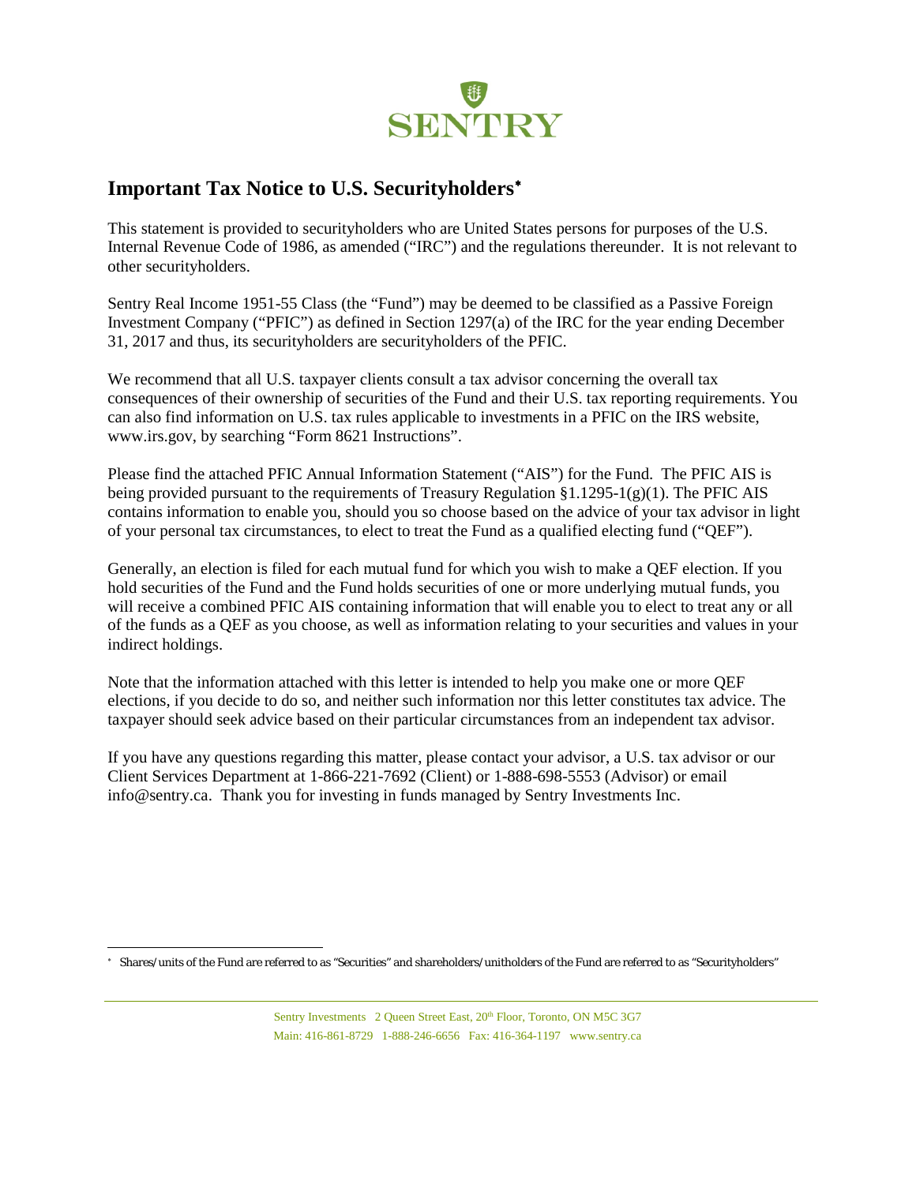SENTRY

## Important Tax Notice to U.S. Securityholders*

This statement is provided to securityholders who are United States persons for purposes of the U.S. Internal Revenue Code of 1986, as amended ("IRC") and the regulations thereunder. It is not relevant to other securityholders.

Sentry Real Income 1951-55 Class (the "Fund") may be deemed to be classified as a Passive Foreign Investment Company ("PFIC") as defined in Section 1297(a) of the IRC for the year ending December 31, 2017 and thus, its securityholders are securityholders of the PFIC.

We recommend that all U.S. taxpayer clients consult a tax advisor concerning the overall tax consequences of their ownership of securities of the Fund and their U.S. tax reporting requirements. You can also find information on U.S. tax rules applicable to investments in a PFIC on the IRS website, www.irs.gov, by searching "Form 8621 Instructions".

Please find the attached PFIC Annual Information Statement ("AIS") for the Fund. The PFIC AIS is being provided pursuant to the requirements of Treasury Regulation §1.1295-1(g)(1). The PFIC AIS contains information to enable you, should you so choose based on the advice of your tax advisor in light of your personal tax circumstances, to elect to treat the Fund as a qualified electing fund ("QEF").

Generally, an election is filed for each mutual fund for which you wish to make a QEF election. If you hold securities of the Fund and the Fund holds securities of one or more underlying mutual funds, you will receive a combined PFIC AIS containing information that will enable you to elect to treat any or all of the funds as a QEF as you choose, as well as information relating to your securities and values in your indirect holdings.

Note that the information attached with this letter is intended to help you make one or more QEF elections, if you decide to do so, and neither such information nor this letter constitutes tax advice. The taxpayer should seek advice based on their particular circumstances from an independent tax advisor.

If you have any questions regarding this matter, please contact your advisor, a U.S. tax advisor or our Client Services Department at 1-866-221-7692 (Client) or 1-888-698-5553 (Advisor) or email info@sentry.ca. Thank you for investing in funds managed by Sentry Investments Inc.

---

* Shares/units of the Fund are referred to as "Securities" and shareholders/unitholders of the Fund are referred to as "Securityholders"

Sentry Investments 2 Queen Street East, 20th Floor, Toronto, ON M5C 3G7
Main: 416-861-8729 1-888-246-6656 Fax: 416-364-1197 www.sentry.ca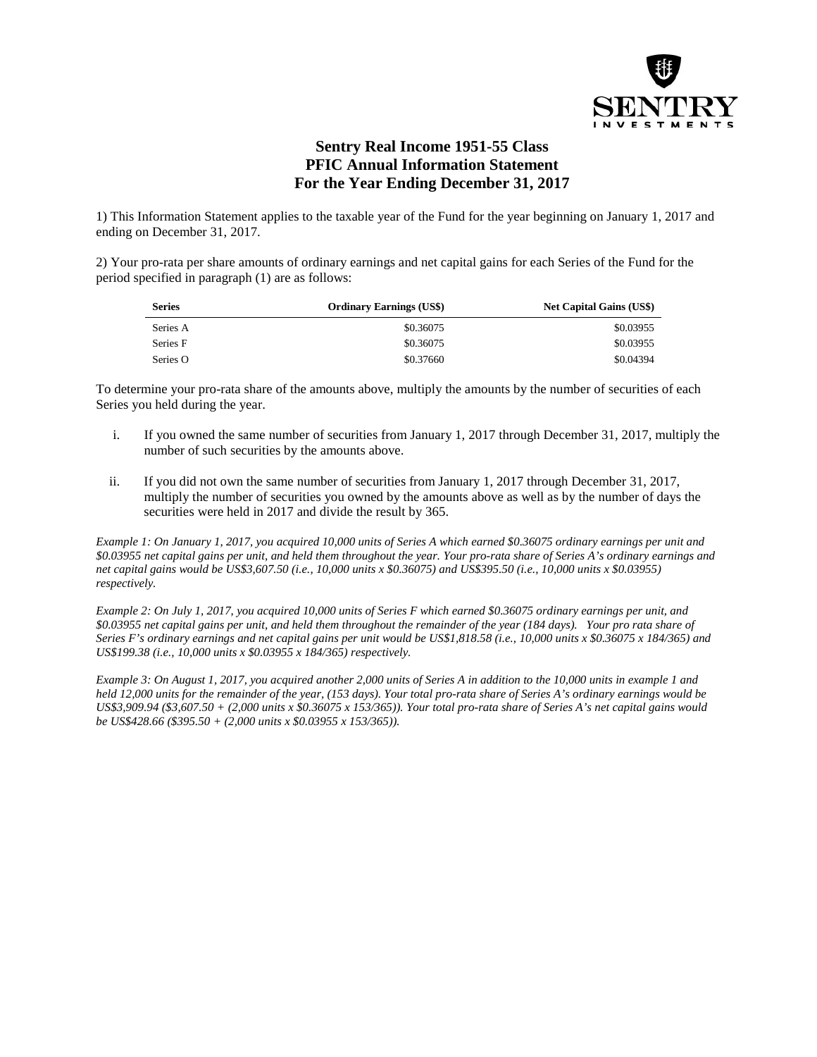# Sentry Real Income 1951-55 Class
## PFIC Annual Information Statement
## For the Year Ending December 31, 2017

1) This Information Statement applies to the taxable year of the Fund for the year beginning on January 1, 2017 and ending on December 31, 2017.

2) Your pro-rata per share amounts of ordinary earnings and net capital gains for each Series of the Fund for the period specified in paragraph (1) are as follows:

| Series | Ordinary Earnings (US$) | Net Capital Gains (US$) |
|---|---|---|
| Series A | $0.36075 | $0.03955 |
| Series F | $0.36075 | $0.03955 |
| Series O | $0.37660 | $0.04394 |

To determine your pro-rata share of the amounts above, multiply the amounts by the number of securities of each Series you held during the year.

i. If you owned the same number of securities from January 1, 2017 through December 31, 2017, multiply the number of such securities by the amounts above.

ii. If you did not own the same number of securities from January 1, 2017 through December 31, 2017, multiply the number of securities you owned by the amounts above as well as by the number of days the securities were held in 2017 and divide the result by 365.

*Example 1: On January 1, 2017, you acquired 10,000 units of Series A which earned $0.36075 ordinary earnings per unit and $0.03955 net capital gains per unit, and held them throughout the year. Your pro-rata share of Series A's ordinary earnings and net capital gains would be US$3,607.50 (i.e., 10,000 units x $0.36075) and US$395.50 (i.e., 10,000 units x $0.03955) respectively.*

*Example 2: On July 1, 2017, you acquired 10,000 units of Series F which earned $0.36075 ordinary earnings per unit, and $0.03955 net capital gains per unit, and held them throughout the remainder of the year (184 days). Your pro rata share of Series F's ordinary earnings and net capital gains per unit would be US$1,818.58 (i.e., 10,000 units x $0.36075 x 184/365) and US$199.38 (i.e., 10,000 units x $0.03955 x 184/365) respectively.*

*Example 3: On August 1, 2017, you acquired another 2,000 units of Series A in addition to the 10,000 units in example 1 and held 12,000 units for the remainder of the year, (153 days). Your total pro-rata share of Series A's ordinary earnings would be US$3,909.94 ($3,607.50 + (2,000 units x $0.36075 x 153/365)). Your total pro-rata share of Series A's net capital gains would be US$428.66 ($395.50 + (2,000 units x $0.03955 x 153/365)).*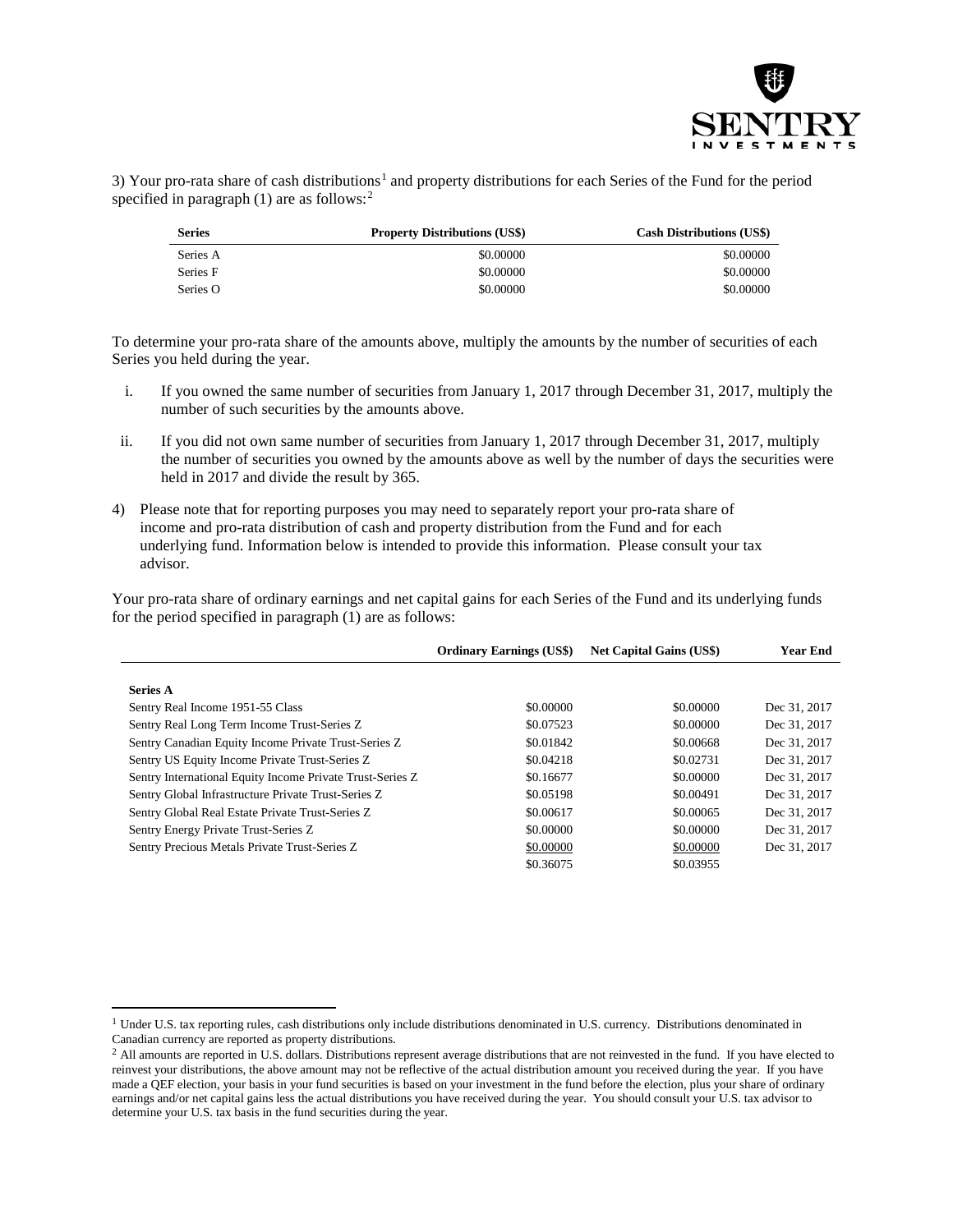3) Your pro-rata share of cash distributions[1] and property distributions for each Series of the Fund for the period specified in paragraph (1) are as follows:[2]

| Series | Property Distributions (US$) | Cash Distributions (US$) |
|---|---|---|
| Series A | $0.00000 | $0.00000 |
| Series F | $0.00000 | $0.00000 |
| Series O | $0.00000 | $0.00000 |

To determine your pro-rata share of the amounts above, multiply the amounts by the number of securities of each Series you held during the year.

i. If you owned the same number of securities from January 1, 2017 through December 31, 2017, multiply the number of such securities by the amounts above.

ii. If you did not own same number of securities from January 1, 2017 through December 31, 2017, multiply the number of securities you owned by the amounts above as well by the number of days the securities were held in 2017 and divide the result by 365.

4) Please note that for reporting purposes you may need to separately report your pro-rata share of income and pro-rata distribution of cash and property distribution from the Fund and for each underlying fund. Information below is intended to provide this information. Please consult your tax advisor.

Your pro-rata share of ordinary earnings and net capital gains for each Series of the Fund and its underlying funds for the period specified in paragraph (1) are as follows:

| | Ordinary Earnings (US$) | Net Capital Gains (US$) | Year End |
|---|---|---|---|
| **Series A** | | | |
| Sentry Real Income 1951-55 Class | $0.00000 | $0.00000 | Dec 31, 2017 |
| Sentry Real Long Term Income Trust-Series Z | $0.07523 | $0.00000 | Dec 31, 2017 |
| Sentry Canadian Equity Income Private Trust-Series Z | $0.01842 | $0.00668 | Dec 31, 2017 |
| Sentry US Equity Income Private Trust-Series Z | $0.04218 | $0.02731 | Dec 31, 2017 |
| Sentry International Equity Income Private Trust-Series Z | $0.16677 | $0.00000 | Dec 31, 2017 |
| Sentry Global Infrastructure Private Trust-Series Z | $0.05198 | $0.00491 | Dec 31, 2017 |
| Sentry Global Real Estate Private Trust-Series Z | $0.00617 | $0.00065 | Dec 31, 2017 |
| Sentry Energy Private Trust-Series Z | $0.00000 | $0.00000 | Dec 31, 2017 |
| Sentry Precious Metals Private Trust-Series Z | $0.00000 | $0.00000 | Dec 31, 2017 |
| | $0.36075 | $0.03955 | |

[1] Under U.S. tax reporting rules, cash distributions only include distributions denominated in U.S. currency. Distributions denominated in Canadian currency are reported as property distributions.

[2] All amounts are reported in U.S. dollars. Distributions represent average distributions that are not reinvested in the fund. If you have elected to reinvest your distributions, the above amount may not be reflective of the actual distribution amount you received during the year. If you have made a QEF election, your basis in your fund securities is based on your investment in the fund before the election, plus your share of ordinary earnings and/or net capital gains less the actual distributions you have received during the year. You should consult your U.S. tax advisor to determine your U.S. tax basis in the fund securities during the year.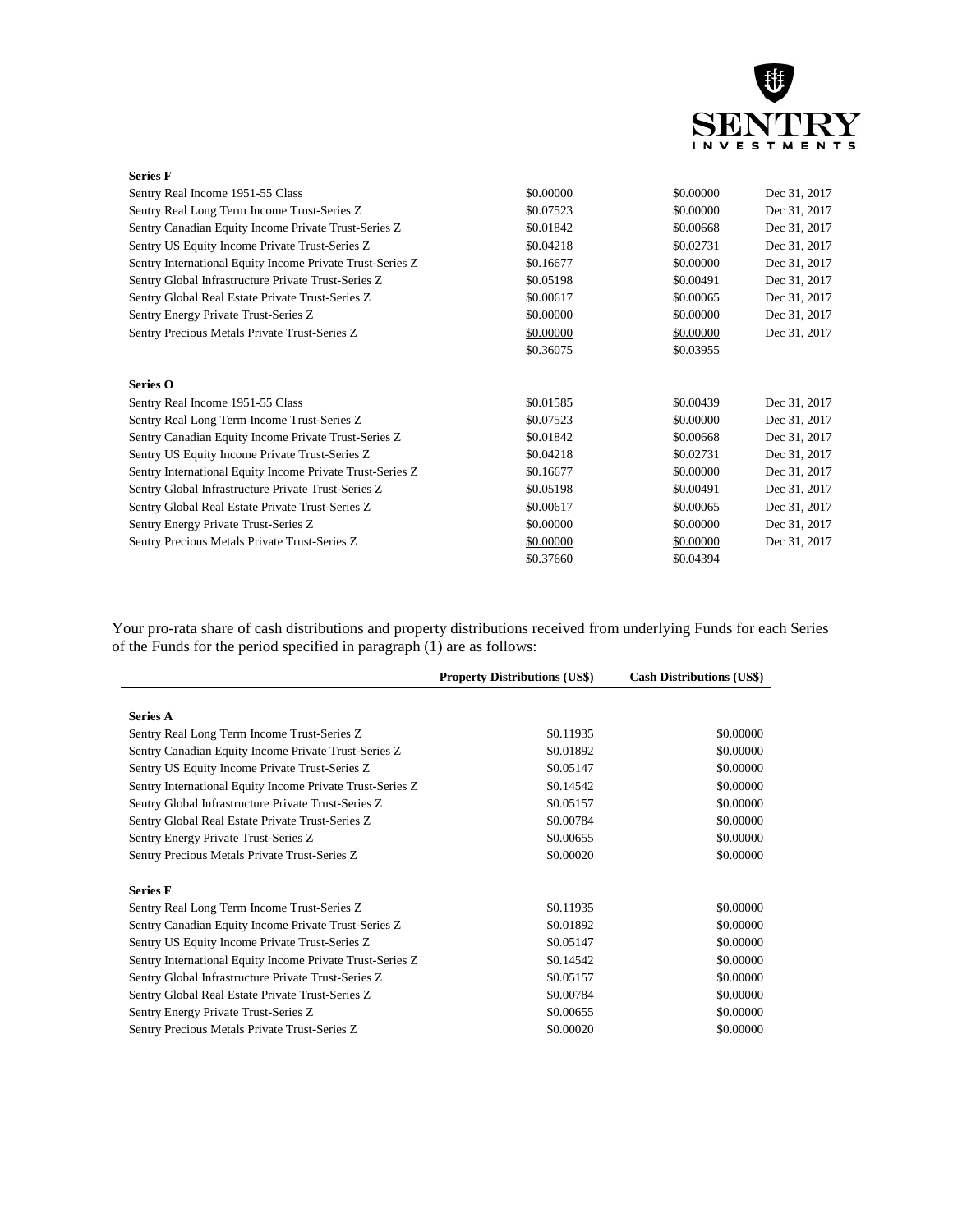| | | | |
|---|---|---|---|
| **Series F** | | | |
| Sentry Real Income 1951-55 Class | \$0.00000 | \$0.00000 | Dec 31, 2017 |
| Sentry Real Long Term Income Trust-Series Z | \$0.07523 | \$0.00000 | Dec 31, 2017 |
| Sentry Canadian Equity Income Private Trust-Series Z | \$0.01842 | \$0.00668 | Dec 31, 2017 |
| Sentry US Equity Income Private Trust-Series Z | \$0.04218 | \$0.02731 | Dec 31, 2017 |
| Sentry International Equity Income Private Trust-Series Z | \$0.16677 | \$0.00000 | Dec 31, 2017 |
| Sentry Global Infrastructure Private Trust-Series Z | \$0.05198 | \$0.00491 | Dec 31, 2017 |
| Sentry Global Real Estate Private Trust-Series Z | \$0.00617 | \$0.00065 | Dec 31, 2017 |
| Sentry Energy Private Trust-Series Z | \$0.00000 | \$0.00000 | Dec 31, 2017 |
| Sentry Precious Metals Private Trust-Series Z | \$0.00000 | \$0.00000 | Dec 31, 2017 |
| | \$0.36075 | \$0.03955 | |
| **Series O** | | | |
| Sentry Real Income 1951-55 Class | \$0.01585 | \$0.00439 | Dec 31, 2017 |
| Sentry Real Long Term Income Trust-Series Z | \$0.07523 | \$0.00000 | Dec 31, 2017 |
| Sentry Canadian Equity Income Private Trust-Series Z | \$0.01842 | \$0.00668 | Dec 31, 2017 |
| Sentry US Equity Income Private Trust-Series Z | \$0.04218 | \$0.02731 | Dec 31, 2017 |
| Sentry International Equity Income Private Trust-Series Z | \$0.16677 | \$0.00000 | Dec 31, 2017 |
| Sentry Global Infrastructure Private Trust-Series Z | \$0.05198 | \$0.00491 | Dec 31, 2017 |
| Sentry Global Real Estate Private Trust-Series Z | \$0.00617 | \$0.00065 | Dec 31, 2017 |
| Sentry Energy Private Trust-Series Z | \$0.00000 | \$0.00000 | Dec 31, 2017 |
| Sentry Precious Metals Private Trust-Series Z | \$0.00000 | \$0.00000 | Dec 31, 2017 |
| | \$0.37660 | \$0.04394 | |

Your pro-rata share of cash distributions and property distributions received from underlying Funds for each Series of the Funds for the period specified in paragraph (1) are as follows:

| | Property Distributions (US\$) | Cash Distributions (US\$) |
|---|---|---|
| **Series A** | | |
| Sentry Real Long Term Income Trust-Series Z | \$0.11935 | \$0.00000 |
| Sentry Canadian Equity Income Private Trust-Series Z | \$0.01892 | \$0.00000 |
| Sentry US Equity Income Private Trust-Series Z | \$0.05147 | \$0.00000 |
| Sentry International Equity Income Private Trust-Series Z | \$0.14542 | \$0.00000 |
| Sentry Global Infrastructure Private Trust-Series Z | \$0.05157 | \$0.00000 |
| Sentry Global Real Estate Private Trust-Series Z | \$0.00784 | \$0.00000 |
| Sentry Energy Private Trust-Series Z | \$0.00655 | \$0.00000 |
| Sentry Precious Metals Private Trust-Series Z | \$0.00020 | \$0.00000 |
| **Series F** | | |
| Sentry Real Long Term Income Trust-Series Z | \$0.11935 | \$0.00000 |
| Sentry Canadian Equity Income Private Trust-Series Z | \$0.01892 | \$0.00000 |
| Sentry US Equity Income Private Trust-Series Z | \$0.05147 | \$0.00000 |
| Sentry International Equity Income Private Trust-Series Z | \$0.14542 | \$0.00000 |
| Sentry Global Infrastructure Private Trust-Series Z | \$0.05157 | \$0.00000 |
| Sentry Global Real Estate Private Trust-Series Z | \$0.00784 | \$0.00000 |
| Sentry Energy Private Trust-Series Z | \$0.00655 | \$0.00000 |
| Sentry Precious Metals Private Trust-Series Z | \$0.00020 | \$0.00000 |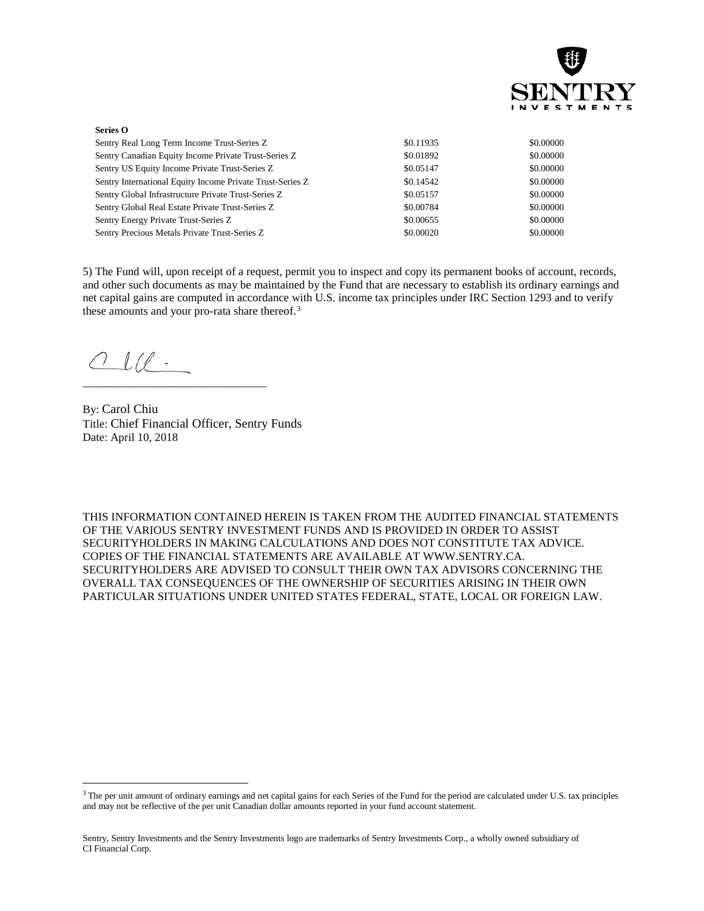| | | |
|---|---|---|
| **Series O** | | |
| Sentry Real Long Term Income Trust-Series Z | \$0.11935 | \$0.00000 |
| Sentry Canadian Equity Income Private Trust-Series Z | \$0.01892 | \$0.00000 |
| Sentry US Equity Income Private Trust-Series Z | \$0.05147 | \$0.00000 |
| Sentry International Equity Income Private Trust-Series Z | \$0.14542 | \$0.00000 |
| Sentry Global Infrastructure Private Trust-Series Z | \$0.05157 | \$0.00000 |
| Sentry Global Real Estate Private Trust-Series Z | \$0.00784 | \$0.00000 |
| Sentry Energy Private Trust-Series Z | \$0.00655 | \$0.00000 |
| Sentry Precious Metals Private Trust-Series Z | \$0.00020 | \$0.00000 |

5) The Fund will, upon receipt of a request, permit you to inspect and copy its permanent books of account, records, and other such documents as may be maintained by the Fund that are necessary to establish its ordinary earnings and net capital gains are computed in accordance with U.S. income tax principles under IRC Section 1293 and to verify these amounts and your pro-rata share thereof.[3]

_______________________________

By: Carol Chiu
Title: Chief Financial Officer, Sentry Funds
Date: April 10, 2018

THIS INFORMATION CONTAINED HEREIN IS TAKEN FROM THE AUDITED FINANCIAL STATEMENTS OF THE VARIOUS SENTRY INVESTMENT FUNDS AND IS PROVIDED IN ORDER TO ASSIST SECURITYHOLDERS IN MAKING CALCULATIONS AND DOES NOT CONSTITUTE TAX ADVICE. COPIES OF THE FINANCIAL STATEMENTS ARE AVAILABLE AT WWW.SENTRY.CA. SECURITYHOLDERS ARE ADVISED TO CONSULT THEIR OWN TAX ADVISORS CONCERNING THE OVERALL TAX CONSEQUENCES OF THE OWNERSHIP OF SECURITIES ARISING IN THEIR OWN PARTICULAR SITUATIONS UNDER UNITED STATES FEDERAL, STATE, LOCAL OR FOREIGN LAW.

[3] The per unit amount of ordinary earnings and net capital gains for each Series of the Fund for the period are calculated under U.S. tax principles and may not be reflective of the per unit Canadian dollar amounts reported in your fund account statement.

Sentry, Sentry Investments and the Sentry Investments logo are trademarks of Sentry Investments Corp., a wholly owned subsidiary of CI Financial Corp.